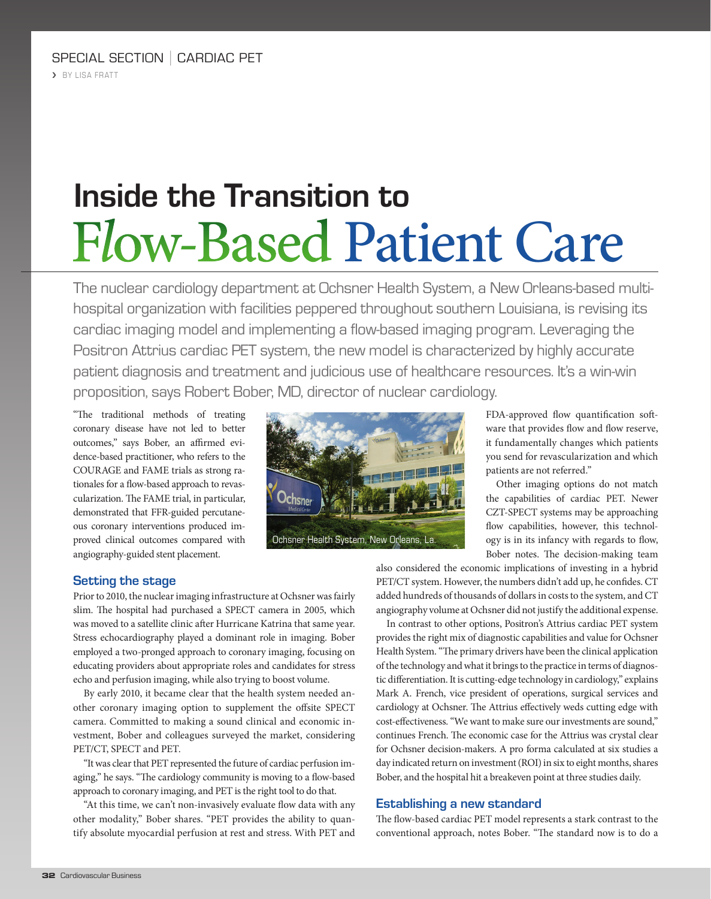SPECIAL SECTION | CARDIAC PET

› BY LISA FRATT

# Inside the Transition to Flow-Based Patient Care

The nuclear cardiology department at Ochsner Health System, a New Orleans-based multi-hospital organization with facilities peppered throughout southern Louisiana, is revising its cardiac imaging model and implementing a flow-based imaging program. Leveraging the Positron Attrius cardiac PET system, the new model is characterized by highly accurate patient diagnosis and treatment and judicious use of healthcare resources. It's a win-win proposition, says Robert Bober, MD, director of nuclear cardiology.

"The traditional methods of treating coronary disease have not led to better outcomes," says Bober, an affirmed evidence-based practitioner, who refers to the COURAGE and FAME trials as strong rationales for a flow-based approach to revascularization. The FAME trial, in particular, demonstrated that FFR-guided percutaneous coronary interventions produced improved clinical outcomes compared with angiography-guided stent placement.

Ochsner Health System, New Orleans, La.

## Setting the stage

Prior to 2010, the nuclear imaging infrastructure at Ochsner was fairly slim. The hospital had purchased a SPECT camera in 2005, which was moved to a satellite clinic after Hurricane Katrina that same year. Stress echocardiography played a dominant role in imaging. Bober employed a two-pronged approach to coronary imaging, focusing on educating providers about appropriate roles and candidates for stress echo and perfusion imaging, while also trying to boost volume.

By early 2010, it became clear that the health system needed another coronary imaging option to supplement the offsite SPECT camera. Committed to making a sound clinical and economic investment, Bober and colleagues surveyed the market, considering PET/CT, SPECT and PET.

"It was clear that PET represented the future of cardiac perfusion imaging," he says. "The cardiology community is moving to a flow-based approach to coronary imaging, and PET is the right tool to do that.

"At this time, we can't non-invasively evaluate flow data with any other modality," Bober shares. "PET provides the ability to quantify absolute myocardial perfusion at rest and stress. With PET and FDA-approved flow quantification software that provides flow and flow reserve, it fundamentally changes which patients you send for revascularization and which patients are not referred."

Other imaging options do not match the capabilities of cardiac PET. Newer CZT-SPECT systems may be approaching flow capabilities, however, this technology is in its infancy with regards to flow, Bober notes. The decision-making team also considered the economic implications of investing in a hybrid PET/CT system. However, the numbers didn't add up, he confides. CT added hundreds of thousands of dollars in costs to the system, and CT angiography volume at Ochsner did not justify the additional expense.

In contrast to other options, Positron's Attrius cardiac PET system provides the right mix of diagnostic capabilities and value for Ochsner Health System. "The primary drivers have been the clinical application of the technology and what it brings to the practice in terms of diagnostic differentiation. It is cutting-edge technology in cardiology," explains Mark A. French, vice president of operations, surgical services and cardiology at Ochsner. The Attrius effectively weds cutting edge with cost-effectiveness. "We want to make sure our investments are sound," continues French. The economic case for the Attrius was crystal clear for Ochsner decision-makers. A pro forma calculated at six studies a day indicated return on investment (ROI) in six to eight months, shares Bober, and the hospital hit a breakeven point at three studies daily.

## Establishing a new standard

The flow-based cardiac PET model represents a stark contrast to the conventional approach, notes Bober. "The standard now is to do a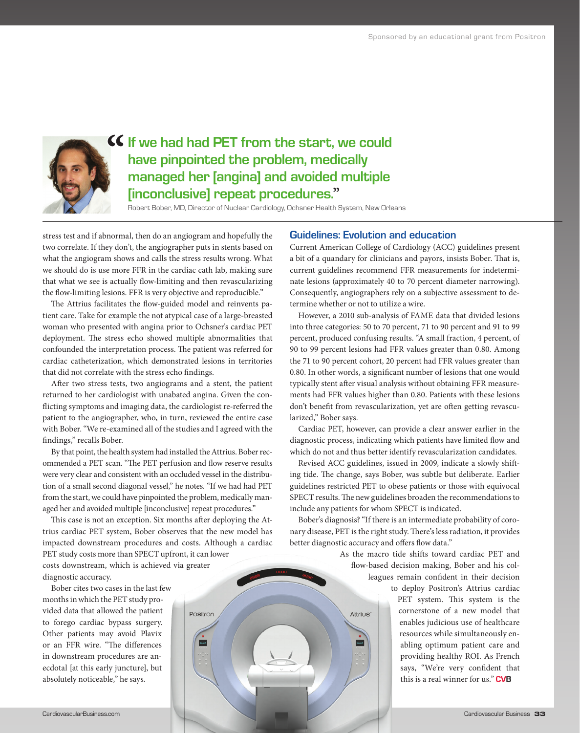> **"If we had had PET from the start, we could have pinpointed the problem, medically managed her [angina] and avoided multiple [inconclusive] repeat procedures."**
>
> Robert Bober, MD, Director of Nuclear Cardiology, Ochsner Health System, New Orleans

stress test and if abnormal, then do an angiogram and hopefully the two correlate. If they don't, the angiographer puts in stents based on what the angiogram shows and calls the stress results wrong. What we should do is use more FFR in the cardiac cath lab, making sure that what we see is actually flow-limiting and then revascularizing the flow-limiting lesions. FFR is very objective and reproducible."

The Attrius facilitates the flow-guided model and reinvents patient care. Take for example the not atypical case of a large-breasted woman who presented with angina prior to Ochsner's cardiac PET deployment. The stress echo showed multiple abnormalities that confounded the interpretation process. The patient was referred for cardiac catheterization, which demonstrated lesions in territories that did not correlate with the stress echo findings.

After two stress tests, two angiograms and a stent, the patient returned to her cardiologist with unabated angina. Given the conflicting symptoms and imaging data, the cardiologist re-referred the patient to the angiographer, who, in turn, reviewed the entire case with Bober. "We re-examined all of the studies and I agreed with the findings," recalls Bober.

By that point, the health system had installed the Attrius. Bober recommended a PET scan. "The PET perfusion and flow reserve results were very clear and consistent with an occluded vessel in the distribution of a small second diagonal vessel," he notes. "If we had had PET from the start, we could have pinpointed the problem, medically managed her and avoided multiple [inconclusive] repeat procedures."

This case is not an exception. Six months after deploying the Attrius cardiac PET system, Bober observes that the new model has impacted downstream procedures and costs. Although a cardiac PET study costs more than SPECT upfront, it can lower costs downstream, which is achieved via greater diagnostic accuracy.

Bober cites two cases in the last few months in which the PET study provided data that allowed the patient to forego cardiac bypass surgery. Other patients may avoid Plavix or an FFR wire. "The differences in downstream procedures are anecdotal [at this early juncture], but absolutely noticeable," he says.

## Guidelines: Evolution and education

Current American College of Cardiology (ACC) guidelines present a bit of a quandary for clinicians and payors, insists Bober. That is, current guidelines recommend FFR measurements for indeterminate lesions (approximately 40 to 70 percent diameter narrowing). Consequently, angiographers rely on a subjective assessment to determine whether or not to utilize a wire.

However, a 2010 sub-analysis of FAME data that divided lesions into three categories: 50 to 70 percent, 71 to 90 percent and 91 to 99 percent, produced confusing results. "A small fraction, 4 percent, of 90 to 99 percent lesions had FFR values greater than 0.80. Among the 71 to 90 percent cohort, 20 percent had FFR values greater than 0.80. In other words, a significant number of lesions that one would typically stent after visual analysis without obtaining FFR measurements had FFR values higher than 0.80. Patients with these lesions don't benefit from revascularization, yet are often getting revascularized," Bober says.

Cardiac PET, however, can provide a clear answer earlier in the diagnostic process, indicating which patients have limited flow and which do not and thus better identify revascularization candidates.

Revised ACC guidelines, issued in 2009, indicate a slowly shifting tide. The change, says Bober, was subtle but deliberate. Earlier guidelines restricted PET to obese patients or those with equivocal SPECT results. The new guidelines broaden the recommendations to include any patients for whom SPECT is indicated.

Bober's diagnosis? "If there is an intermediate probability of coronary disease, PET is the right study. There's less radiation, it provides better diagnostic accuracy and offers flow data."

As the macro tide shifts toward cardiac PET and flow-based decision making, Bober and his colleagues remain confident in their decision to deploy Positron's Attrius cardiac PET system. This system is the cornerstone of a new model that enables judicious use of healthcare resources while simultaneously enabling optimum patient care and providing healthy ROI. As French says, "We're very confident that this is a real winner for us." **CVB**